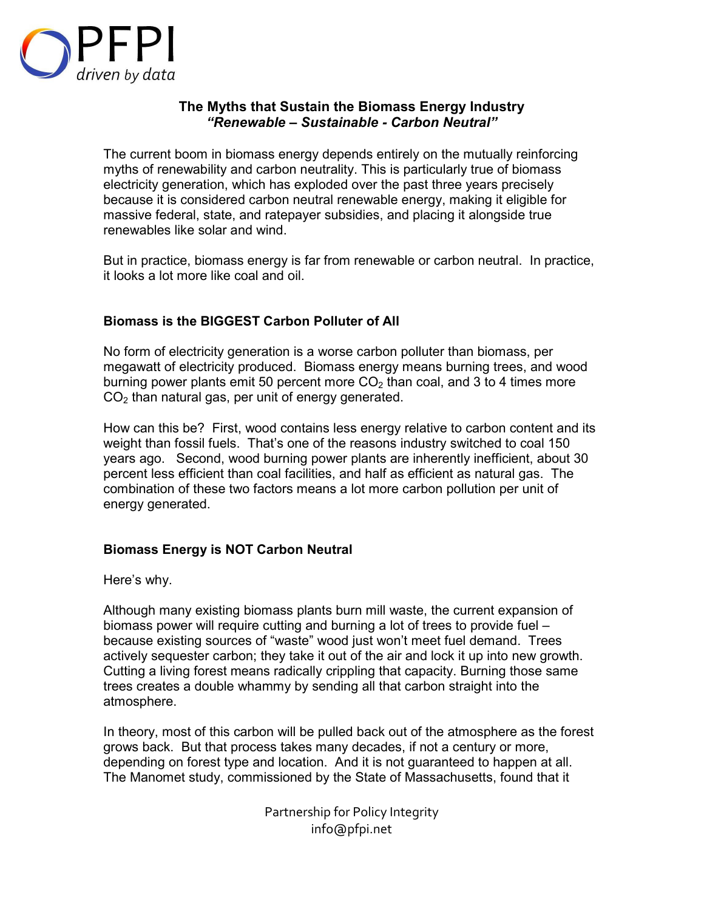PFPI
*driven by data*

# The Myths that Sustain the Biomass Energy Industry
## *"Renewable – Sustainable - Carbon Neutral"*

The current boom in biomass energy depends entirely on the mutually reinforcing myths of renewability and carbon neutrality. This is particularly true of biomass electricity generation, which has exploded over the past three years precisely because it is considered carbon neutral renewable energy, making it eligible for massive federal, state, and ratepayer subsidies, and placing it alongside true renewables like solar and wind.

But in practice, biomass energy is far from renewable or carbon neutral. In practice, it looks a lot more like coal and oil.

### Biomass is the BIGGEST Carbon Polluter of All

No form of electricity generation is a worse carbon polluter than biomass, per megawatt of electricity produced. Biomass energy means burning trees, and wood burning power plants emit 50 percent more $CO_2$ than coal, and 3 to 4 times more $CO_2$ than natural gas, per unit of energy generated.

How can this be? First, wood contains less energy relative to carbon content and its weight than fossil fuels. That's one of the reasons industry switched to coal 150 years ago. Second, wood burning power plants are inherently inefficient, about 30 percent less efficient than coal facilities, and half as efficient as natural gas. The combination of these two factors means a lot more carbon pollution per unit of energy generated.

### Biomass Energy is NOT Carbon Neutral

Here's why.

Although many existing biomass plants burn mill waste, the current expansion of biomass power will require cutting and burning a lot of trees to provide fuel – because existing sources of "waste" wood just won't meet fuel demand. Trees actively sequester carbon; they take it out of the air and lock it up into new growth. Cutting a living forest means radically crippling that capacity. Burning those same trees creates a double whammy by sending all that carbon straight into the atmosphere.

In theory, most of this carbon will be pulled back out of the atmosphere as the forest grows back. But that process takes many decades, if not a century or more, depending on forest type and location. And it is not guaranteed to happen at all. The Manomet study, commissioned by the State of Massachusetts, found that it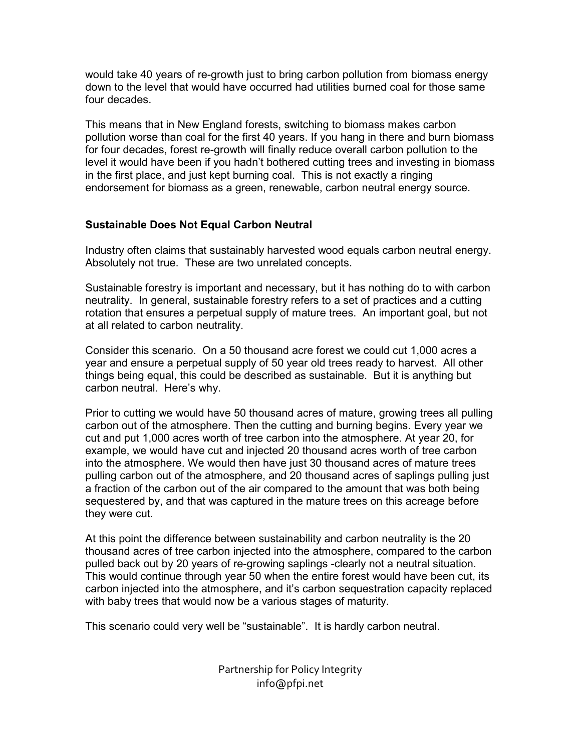would take 40 years of re-growth just to bring carbon pollution from biomass energy down to the level that would have occurred had utilities burned coal for those same four decades.

This means that in New England forests, switching to biomass makes carbon pollution worse than coal for the first 40 years. If you hang in there and burn biomass for four decades, forest re-growth will finally reduce overall carbon pollution to the level it would have been if you hadn't bothered cutting trees and investing in biomass in the first place, and just kept burning coal. This is not exactly a ringing endorsement for biomass as a green, renewable, carbon neutral energy source.

## Sustainable Does Not Equal Carbon Neutral

Industry often claims that sustainably harvested wood equals carbon neutral energy. Absolutely not true. These are two unrelated concepts.

Sustainable forestry is important and necessary, but it has nothing do to with carbon neutrality. In general, sustainable forestry refers to a set of practices and a cutting rotation that ensures a perpetual supply of mature trees. An important goal, but not at all related to carbon neutrality.

Consider this scenario. On a 50 thousand acre forest we could cut 1,000 acres a year and ensure a perpetual supply of 50 year old trees ready to harvest. All other things being equal, this could be described as sustainable. But it is anything but carbon neutral. Here's why.

Prior to cutting we would have 50 thousand acres of mature, growing trees all pulling carbon out of the atmosphere. Then the cutting and burning begins. Every year we cut and put 1,000 acres worth of tree carbon into the atmosphere. At year 20, for example, we would have cut and injected 20 thousand acres worth of tree carbon into the atmosphere. We would then have just 30 thousand acres of mature trees pulling carbon out of the atmosphere, and 20 thousand acres of saplings pulling just a fraction of the carbon out of the air compared to the amount that was both being sequestered by, and that was captured in the mature trees on this acreage before they were cut.

At this point the difference between sustainability and carbon neutrality is the 20 thousand acres of tree carbon injected into the atmosphere, compared to the carbon pulled back out by 20 years of re-growing saplings -clearly not a neutral situation. This would continue through year 50 when the entire forest would have been cut, its carbon injected into the atmosphere, and it's carbon sequestration capacity replaced with baby trees that would now be a various stages of maturity.

This scenario could very well be "sustainable". It is hardly carbon neutral.

Partnership for Policy Integrity
info@pfpi.net